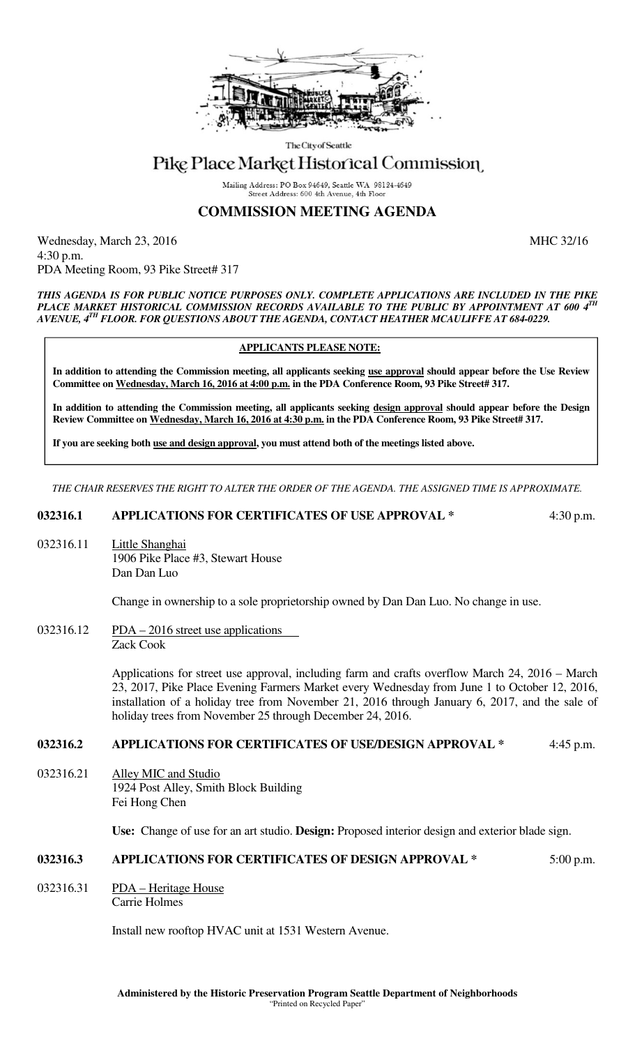The City of Seattle

# Pike Place Market Historical Commission

Mailing Address: PO Box 94649, Seattle WA 98124-4649
Street Address: 600 4th Avenue, 4th Floor

## COMMISSION MEETING AGENDA

Wednesday, March 23, 2016 MHC 32/16
4:30 p.m.
PDA Meeting Room, 93 Pike Street# 317

***THIS AGENDA IS FOR PUBLIC NOTICE PURPOSES ONLY. COMPLETE APPLICATIONS ARE INCLUDED IN THE PIKE PLACE MARKET HISTORICAL COMMISSION RECORDS AVAILABLE TO THE PUBLIC BY APPOINTMENT AT 600 4TH AVENUE, 4TH FLOOR. FOR QUESTIONS ABOUT THE AGENDA, CONTACT HEATHER MCAULIFFE AT 684-0229.***

**APPLICANTS PLEASE NOTE:**

**In addition to attending the Commission meeting, all applicants seeking use approval should appear before the Use Review Committee on Wednesday, March 16, 2016 at 4:00 p.m. in the PDA Conference Room, 93 Pike Street# 317.**

**In addition to attending the Commission meeting, all applicants seeking design approval should appear before the Design Review Committee on Wednesday, March 16, 2016 at 4:30 p.m. in the PDA Conference Room, 93 Pike Street# 317.**

**If you are seeking both use and design approval, you must attend both of the meetings listed above.**

*THE CHAIR RESERVES THE RIGHT TO ALTER THE ORDER OF THE AGENDA. THE ASSIGNED TIME IS APPROXIMATE.*

### 032316.1 APPLICATIONS FOR CERTIFICATES OF USE APPROVAL * 4:30 p.m.

032316.11 Little Shanghai
1906 Pike Place #3, Stewart House
Dan Dan Luo

Change in ownership to a sole proprietorship owned by Dan Dan Luo. No change in use.

032316.12 PDA – 2016 street use applications
Zack Cook

Applications for street use approval, including farm and crafts overflow March 24, 2016 – March 23, 2017, Pike Place Evening Farmers Market every Wednesday from June 1 to October 12, 2016, installation of a holiday tree from November 21, 2016 through January 6, 2017, and the sale of holiday trees from November 25 through December 24, 2016.

### 032316.2 APPLICATIONS FOR CERTIFICATES OF USE/DESIGN APPROVAL * 4:45 p.m.

032316.21 Alley MIC and Studio
1924 Post Alley, Smith Block Building
Fei Hong Chen

**Use:** Change of use for an art studio. **Design:** Proposed interior design and exterior blade sign.

### 032316.3 APPLICATIONS FOR CERTIFICATES OF DESIGN APPROVAL * 5:00 p.m.

032316.31 PDA – Heritage House
Carrie Holmes

Install new rooftop HVAC unit at 1531 Western Avenue.

**Administered by the Historic Preservation Program Seattle Department of Neighborhoods**
"Printed on Recycled Paper"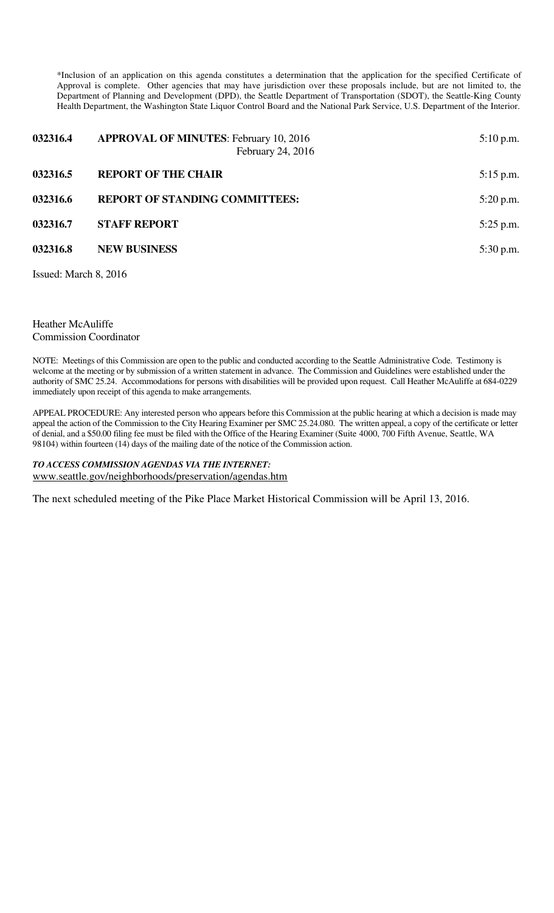*Inclusion of an application on this agenda constitutes a determination that the application for the specified Certificate of Approval is complete. Other agencies that may have jurisdiction over these proposals include, but are not limited to, the Department of Planning and Development (DPD), the Seattle Department of Transportation (SDOT), the Seattle-King County Health Department, the Washington State Liquor Control Board and the National Park Service, U.S. Department of the Interior.

| | | |
|---|---|---|
| **032316.4** | **APPROVAL OF MINUTES**: February 10, 2016<br>February 24, 2016 | 5:10 p.m. |
| **032316.5** | **REPORT OF THE CHAIR** | 5:15 p.m. |
| **032316.6** | **REPORT OF STANDING COMMITTEES:** | 5:20 p.m. |
| **032316.7** | **STAFF REPORT** | 5:25 p.m. |
| **032316.8** | **NEW BUSINESS** | 5:30 p.m. |

Issued: March 8, 2016

Heather McAuliffe
Commission Coordinator

NOTE: Meetings of this Commission are open to the public and conducted according to the Seattle Administrative Code. Testimony is welcome at the meeting or by submission of a written statement in advance. The Commission and Guidelines were established under the authority of SMC 25.24. Accommodations for persons with disabilities will be provided upon request. Call Heather McAuliffe at 684-0229 immediately upon receipt of this agenda to make arrangements.

APPEAL PROCEDURE: Any interested person who appears before this Commission at the public hearing at which a decision is made may appeal the action of the Commission to the City Hearing Examiner per SMC 25.24.080. The written appeal, a copy of the certificate or letter of denial, and a $50.00 filing fee must be filed with the Office of the Hearing Examiner (Suite 4000, 700 Fifth Avenue, Seattle, WA 98104) within fourteen (14) days of the mailing date of the notice of the Commission action.

***TO ACCESS COMMISSION AGENDAS VIA THE INTERNET:***
www.seattle.gov/neighborhoods/preservation/agendas.htm

The next scheduled meeting of the Pike Place Market Historical Commission will be April 13, 2016.